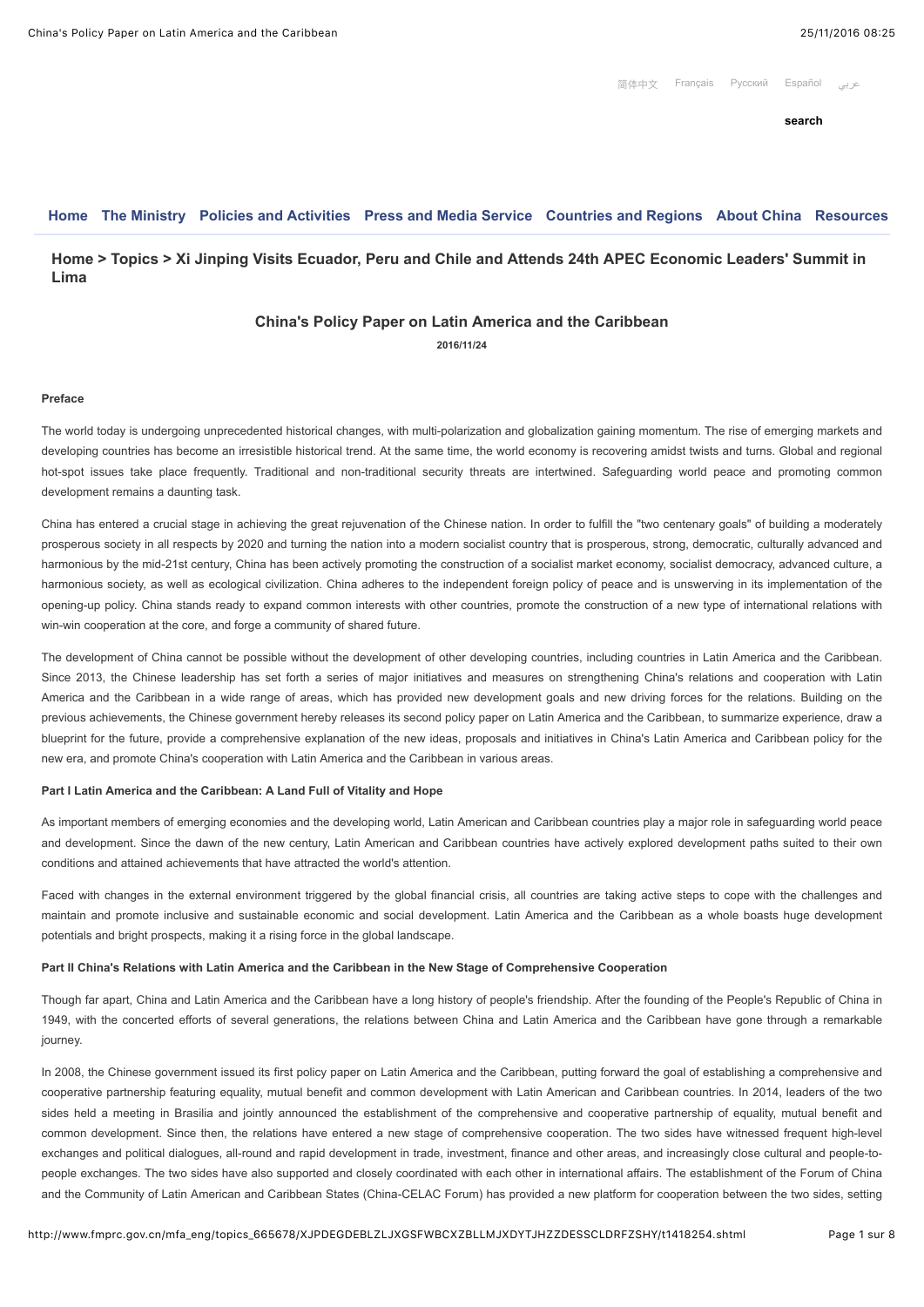简体中文 Français Русский Español عربي

search

Home The Ministry Policies and Activities Press and Media Service Countries and Regions About China Resources

**Home > Topics > Xi Jinping Visits Ecuador, Peru and Chile and Attends 24th APEC Economic Leaders' Summit in Lima**

# China's Policy Paper on Latin America and the Caribbean

**2016/11/24**

**Preface**

The world today is undergoing unprecedented historical changes, with multi-polarization and globalization gaining momentum. The rise of emerging markets and developing countries has become an irresistible historical trend. At the same time, the world economy is recovering amidst twists and turns. Global and regional hot-spot issues take place frequently. Traditional and non-traditional security threats are intertwined. Safeguarding world peace and promoting common development remains a daunting task.

China has entered a crucial stage in achieving the great rejuvenation of the Chinese nation. In order to fulfill the "two centenary goals" of building a moderately prosperous society in all respects by 2020 and turning the nation into a modern socialist country that is prosperous, strong, democratic, culturally advanced and harmonious by the mid-21st century, China has been actively promoting the construction of a socialist market economy, socialist democracy, advanced culture, a harmonious society, as well as ecological civilization. China adheres to the independent foreign policy of peace and is unswerving in its implementation of the opening-up policy. China stands ready to expand common interests with other countries, promote the construction of a new type of international relations with win-win cooperation at the core, and forge a community of shared future.

The development of China cannot be possible without the development of other developing countries, including countries in Latin America and the Caribbean. Since 2013, the Chinese leadership has set forth a series of major initiatives and measures on strengthening China's relations and cooperation with Latin America and the Caribbean in a wide range of areas, which has provided new development goals and new driving forces for the relations. Building on the previous achievements, the Chinese government hereby releases its second policy paper on Latin America and the Caribbean, to summarize experience, draw a blueprint for the future, provide a comprehensive explanation of the new ideas, proposals and initiatives in China's Latin America and Caribbean policy for the new era, and promote China's cooperation with Latin America and the Caribbean in various areas.

**Part I Latin America and the Caribbean: A Land Full of Vitality and Hope**

As important members of emerging economies and the developing world, Latin American and Caribbean countries play a major role in safeguarding world peace and development. Since the dawn of the new century, Latin American and Caribbean countries have actively explored development paths suited to their own conditions and attained achievements that have attracted the world's attention.

Faced with changes in the external environment triggered by the global financial crisis, all countries are taking active steps to cope with the challenges and maintain and promote inclusive and sustainable economic and social development. Latin America and the Caribbean as a whole boasts huge development potentials and bright prospects, making it a rising force in the global landscape.

**Part II China's Relations with Latin America and the Caribbean in the New Stage of Comprehensive Cooperation**

Though far apart, China and Latin America and the Caribbean have a long history of people's friendship. After the founding of the People's Republic of China in 1949, with the concerted efforts of several generations, the relations between China and Latin America and the Caribbean have gone through a remarkable journey.

In 2008, the Chinese government issued its first policy paper on Latin America and the Caribbean, putting forward the goal of establishing a comprehensive and cooperative partnership featuring equality, mutual benefit and common development with Latin American and Caribbean countries. In 2014, leaders of the two sides held a meeting in Brasilia and jointly announced the establishment of the comprehensive and cooperative partnership of equality, mutual benefit and common development. Since then, the relations have entered a new stage of comprehensive cooperation. The two sides have witnessed frequent high-level exchanges and political dialogues, all-round and rapid development in trade, investment, finance and other areas, and increasingly close cultural and people-to-people exchanges. The two sides have also supported and closely coordinated with each other in international affairs. The establishment of the Forum of China and the Community of Latin American and Caribbean States (China-CELAC Forum) has provided a new platform for cooperation between the two sides, setting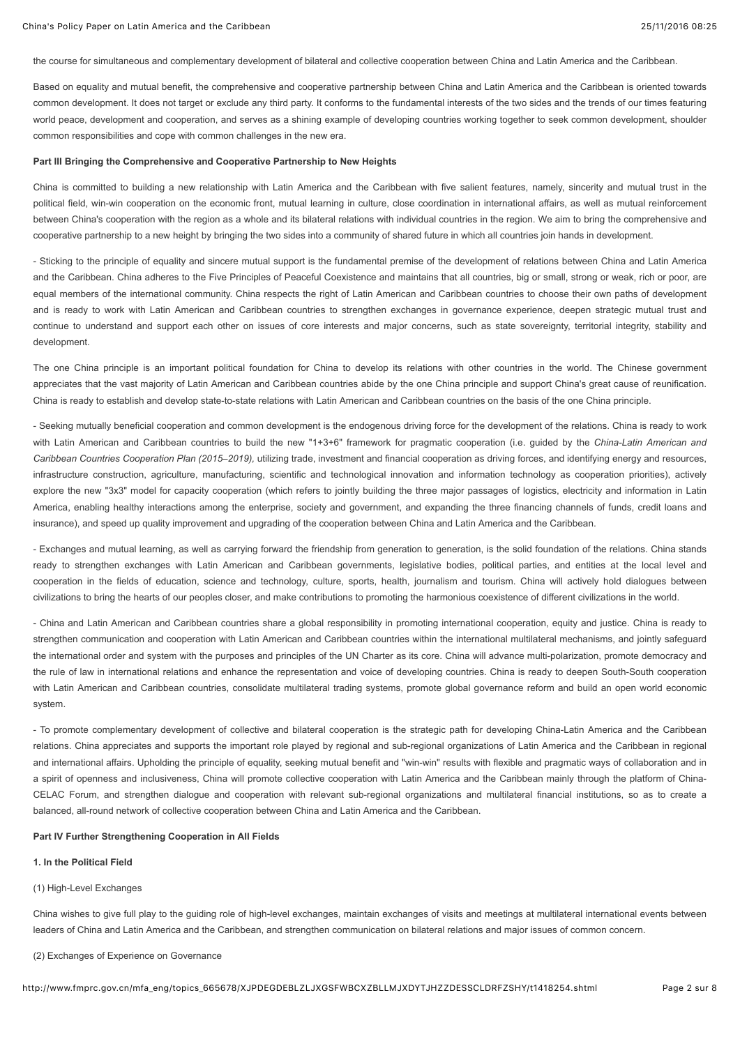the course for simultaneous and complementary development of bilateral and collective cooperation between China and Latin America and the Caribbean.

Based on equality and mutual benefit, the comprehensive and cooperative partnership between China and Latin America and the Caribbean is oriented towards common development. It does not target or exclude any third party. It conforms to the fundamental interests of the two sides and the trends of our times featuring world peace, development and cooperation, and serves as a shining example of developing countries working together to seek common development, shoulder common responsibilities and cope with common challenges in the new era.

**Part III Bringing the Comprehensive and Cooperative Partnership to New Heights**

China is committed to building a new relationship with Latin America and the Caribbean with five salient features, namely, sincerity and mutual trust in the political field, win-win cooperation on the economic front, mutual learning in culture, close coordination in international affairs, as well as mutual reinforcement between China's cooperation with the region as a whole and its bilateral relations with individual countries in the region. We aim to bring the comprehensive and cooperative partnership to a new height by bringing the two sides into a community of shared future in which all countries join hands in development.

- Sticking to the principle of equality and sincere mutual support is the fundamental premise of the development of relations between China and Latin America and the Caribbean. China adheres to the Five Principles of Peaceful Coexistence and maintains that all countries, big or small, strong or weak, rich or poor, are equal members of the international community. China respects the right of Latin American and Caribbean countries to choose their own paths of development and is ready to work with Latin American and Caribbean countries to strengthen exchanges in governance experience, deepen strategic mutual trust and continue to understand and support each other on issues of core interests and major concerns, such as state sovereignty, territorial integrity, stability and development.

The one China principle is an important political foundation for China to develop its relations with other countries in the world. The Chinese government appreciates that the vast majority of Latin American and Caribbean countries abide by the one China principle and support China's great cause of reunification. China is ready to establish and develop state-to-state relations with Latin American and Caribbean countries on the basis of the one China principle.

- Seeking mutually beneficial cooperation and common development is the endogenous driving force for the development of the relations. China is ready to work with Latin American and Caribbean countries to build the new "1+3+6" framework for pragmatic cooperation (i.e. guided by the *China-Latin American and Caribbean Countries Cooperation Plan (2015–2019),* utilizing trade, investment and financial cooperation as driving forces, and identifying energy and resources, infrastructure construction, agriculture, manufacturing, scientific and technological innovation and information technology as cooperation priorities), actively explore the new "3x3" model for capacity cooperation (which refers to jointly building the three major passages of logistics, electricity and information in Latin America, enabling healthy interactions among the enterprise, society and government, and expanding the three financing channels of funds, credit loans and insurance), and speed up quality improvement and upgrading of the cooperation between China and Latin America and the Caribbean.

- Exchanges and mutual learning, as well as carrying forward the friendship from generation to generation, is the solid foundation of the relations. China stands ready to strengthen exchanges with Latin American and Caribbean governments, legislative bodies, political parties, and entities at the local level and cooperation in the fields of education, science and technology, culture, sports, health, journalism and tourism. China will actively hold dialogues between civilizations to bring the hearts of our peoples closer, and make contributions to promoting the harmonious coexistence of different civilizations in the world.

- China and Latin American and Caribbean countries share a global responsibility in promoting international cooperation, equity and justice. China is ready to strengthen communication and cooperation with Latin American and Caribbean countries within the international multilateral mechanisms, and jointly safeguard the international order and system with the purposes and principles of the UN Charter as its core. China will advance multi-polarization, promote democracy and the rule of law in international relations and enhance the representation and voice of developing countries. China is ready to deepen South-South cooperation with Latin American and Caribbean countries, consolidate multilateral trading systems, promote global governance reform and build an open world economic system.

- To promote complementary development of collective and bilateral cooperation is the strategic path for developing China-Latin America and the Caribbean relations. China appreciates and supports the important role played by regional and sub-regional organizations of Latin America and the Caribbean in regional and international affairs. Upholding the principle of equality, seeking mutual benefit and "win-win" results with flexible and pragmatic ways of collaboration and in a spirit of openness and inclusiveness, China will promote collective cooperation with Latin America and the Caribbean mainly through the platform of China-CELAC Forum, and strengthen dialogue and cooperation with relevant sub-regional organizations and multilateral financial institutions, so as to create a balanced, all-round network of collective cooperation between China and Latin America and the Caribbean.

**Part IV Further Strengthening Cooperation in All Fields**

**1. In the Political Field**

(1) High-Level Exchanges

China wishes to give full play to the guiding role of high-level exchanges, maintain exchanges of visits and meetings at multilateral international events between leaders of China and Latin America and the Caribbean, and strengthen communication on bilateral relations and major issues of common concern.

(2) Exchanges of Experience on Governance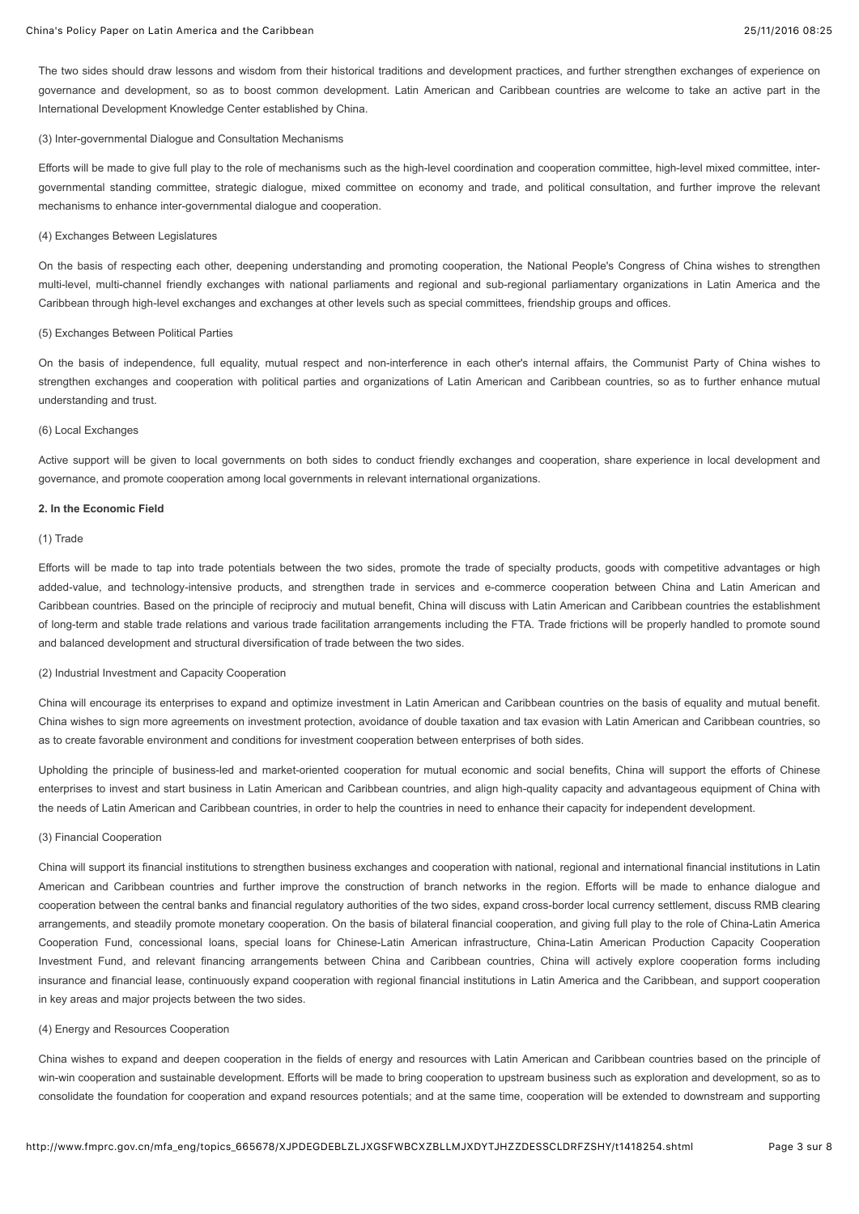The two sides should draw lessons and wisdom from their historical traditions and development practices, and further strengthen exchanges of experience on governance and development, so as to boost common development. Latin American and Caribbean countries are welcome to take an active part in the International Development Knowledge Center established by China.

(3) Inter-governmental Dialogue and Consultation Mechanisms

Efforts will be made to give full play to the role of mechanisms such as the high-level coordination and cooperation committee, high-level mixed committee, inter-governmental standing committee, strategic dialogue, mixed committee on economy and trade, and political consultation, and further improve the relevant mechanisms to enhance inter-governmental dialogue and cooperation.

(4) Exchanges Between Legislatures

On the basis of respecting each other, deepening understanding and promoting cooperation, the National People's Congress of China wishes to strengthen multi-level, multi-channel friendly exchanges with national parliaments and regional and sub-regional parliamentary organizations in Latin America and the Caribbean through high-level exchanges and exchanges at other levels such as special committees, friendship groups and offices.

(5) Exchanges Between Political Parties

On the basis of independence, full equality, mutual respect and non-interference in each other's internal affairs, the Communist Party of China wishes to strengthen exchanges and cooperation with political parties and organizations of Latin American and Caribbean countries, so as to further enhance mutual understanding and trust.

(6) Local Exchanges

Active support will be given to local governments on both sides to conduct friendly exchanges and cooperation, share experience in local development and governance, and promote cooperation among local governments in relevant international organizations.

**2. In the Economic Field**

(1) Trade

Efforts will be made to tap into trade potentials between the two sides, promote the trade of specialty products, goods with competitive advantages or high added-value, and technology-intensive products, and strengthen trade in services and e-commerce cooperation between China and Latin American and Caribbean countries. Based on the principle of reciprociy and mutual benefit, China will discuss with Latin American and Caribbean countries the establishment of long-term and stable trade relations and various trade facilitation arrangements including the FTA. Trade frictions will be properly handled to promote sound and balanced development and structural diversification of trade between the two sides.

(2) Industrial Investment and Capacity Cooperation

China will encourage its enterprises to expand and optimize investment in Latin American and Caribbean countries on the basis of equality and mutual benefit. China wishes to sign more agreements on investment protection, avoidance of double taxation and tax evasion with Latin American and Caribbean countries, so as to create favorable environment and conditions for investment cooperation between enterprises of both sides.

Upholding the principle of business-led and market-oriented cooperation for mutual economic and social benefits, China will support the efforts of Chinese enterprises to invest and start business in Latin American and Caribbean countries, and align high-quality capacity and advantageous equipment of China with the needs of Latin American and Caribbean countries, in order to help the countries in need to enhance their capacity for independent development.

(3) Financial Cooperation

China will support its financial institutions to strengthen business exchanges and cooperation with national, regional and international financial institutions in Latin American and Caribbean countries and further improve the construction of branch networks in the region. Efforts will be made to enhance dialogue and cooperation between the central banks and financial regulatory authorities of the two sides, expand cross-border local currency settlement, discuss RMB clearing arrangements, and steadily promote monetary cooperation. On the basis of bilateral financial cooperation, and giving full play to the role of China-Latin America Cooperation Fund, concessional loans, special loans for Chinese-Latin American infrastructure, China-Latin American Production Capacity Cooperation Investment Fund, and relevant financing arrangements between China and Caribbean countries, China will actively explore cooperation forms including insurance and financial lease, continuously expand cooperation with regional financial institutions in Latin America and the Caribbean, and support cooperation in key areas and major projects between the two sides.

(4) Energy and Resources Cooperation

China wishes to expand and deepen cooperation in the fields of energy and resources with Latin American and Caribbean countries based on the principle of win-win cooperation and sustainable development. Efforts will be made to bring cooperation to upstream business such as exploration and development, so as to consolidate the foundation for cooperation and expand resources potentials; and at the same time, cooperation will be extended to downstream and supporting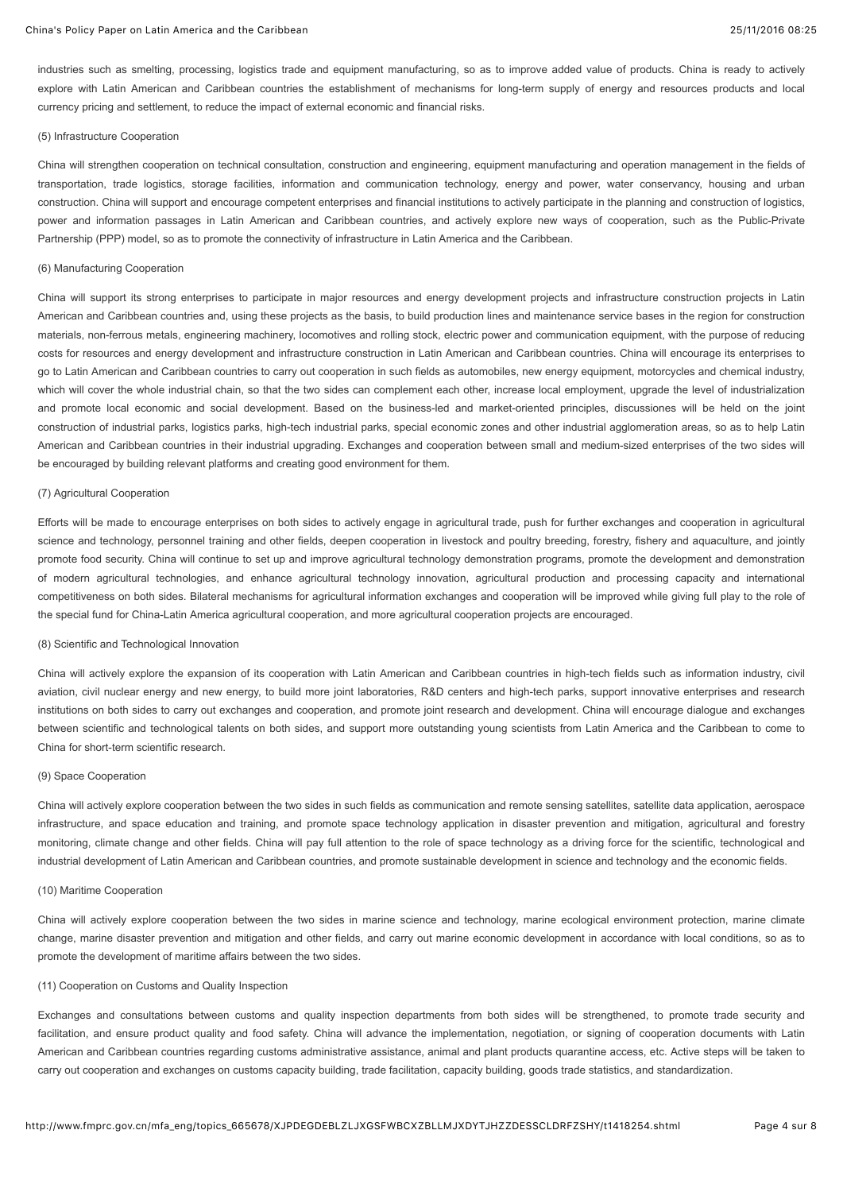industries such as smelting, processing, logistics trade and equipment manufacturing, so as to improve added value of products. China is ready to actively explore with Latin American and Caribbean countries the establishment of mechanisms for long-term supply of energy and resources products and local currency pricing and settlement, to reduce the impact of external economic and financial risks.

(5) Infrastructure Cooperation

China will strengthen cooperation on technical consultation, construction and engineering, equipment manufacturing and operation management in the fields of transportation, trade logistics, storage facilities, information and communication technology, energy and power, water conservancy, housing and urban construction. China will support and encourage competent enterprises and financial institutions to actively participate in the planning and construction of logistics, power and information passages in Latin American and Caribbean countries, and actively explore new ways of cooperation, such as the Public-Private Partnership (PPP) model, so as to promote the connectivity of infrastructure in Latin America and the Caribbean.

(6) Manufacturing Cooperation

China will support its strong enterprises to participate in major resources and energy development projects and infrastructure construction projects in Latin American and Caribbean countries and, using these projects as the basis, to build production lines and maintenance service bases in the region for construction materials, non-ferrous metals, engineering machinery, locomotives and rolling stock, electric power and communication equipment, with the purpose of reducing costs for resources and energy development and infrastructure construction in Latin American and Caribbean countries. China will encourage its enterprises to go to Latin American and Caribbean countries to carry out cooperation in such fields as automobiles, new energy equipment, motorcycles and chemical industry, which will cover the whole industrial chain, so that the two sides can complement each other, increase local employment, upgrade the level of industrialization and promote local economic and social development. Based on the business-led and market-oriented principles, discussiones will be held on the joint construction of industrial parks, logistics parks, high-tech industrial parks, special economic zones and other industrial agglomeration areas, so as to help Latin American and Caribbean countries in their industrial upgrading. Exchanges and cooperation between small and medium-sized enterprises of the two sides will be encouraged by building relevant platforms and creating good environment for them.

(7) Agricultural Cooperation

Efforts will be made to encourage enterprises on both sides to actively engage in agricultural trade, push for further exchanges and cooperation in agricultural science and technology, personnel training and other fields, deepen cooperation in livestock and poultry breeding, forestry, fishery and aquaculture, and jointly promote food security. China will continue to set up and improve agricultural technology demonstration programs, promote the development and demonstration of modern agricultural technologies, and enhance agricultural technology innovation, agricultural production and processing capacity and international competitiveness on both sides. Bilateral mechanisms for agricultural information exchanges and cooperation will be improved while giving full play to the role of the special fund for China-Latin America agricultural cooperation, and more agricultural cooperation projects are encouraged.

(8) Scientific and Technological Innovation

China will actively explore the expansion of its cooperation with Latin American and Caribbean countries in high-tech fields such as information industry, civil aviation, civil nuclear energy and new energy, to build more joint laboratories, R&D centers and high-tech parks, support innovative enterprises and research institutions on both sides to carry out exchanges and cooperation, and promote joint research and development. China will encourage dialogue and exchanges between scientific and technological talents on both sides, and support more outstanding young scientists from Latin America and the Caribbean to come to China for short-term scientific research.

(9) Space Cooperation

China will actively explore cooperation between the two sides in such fields as communication and remote sensing satellites, satellite data application, aerospace infrastructure, and space education and training, and promote space technology application in disaster prevention and mitigation, agricultural and forestry monitoring, climate change and other fields. China will pay full attention to the role of space technology as a driving force for the scientific, technological and industrial development of Latin American and Caribbean countries, and promote sustainable development in science and technology and the economic fields.

(10) Maritime Cooperation

China will actively explore cooperation between the two sides in marine science and technology, marine ecological environment protection, marine climate change, marine disaster prevention and mitigation and other fields, and carry out marine economic development in accordance with local conditions, so as to promote the development of maritime affairs between the two sides.

(11) Cooperation on Customs and Quality Inspection

Exchanges and consultations between customs and quality inspection departments from both sides will be strengthened, to promote trade security and facilitation, and ensure product quality and food safety. China will advance the implementation, negotiation, or signing of cooperation documents with Latin American and Caribbean countries regarding customs administrative assistance, animal and plant products quarantine access, etc. Active steps will be taken to carry out cooperation and exchanges on customs capacity building, trade facilitation, capacity building, goods trade statistics, and standardization.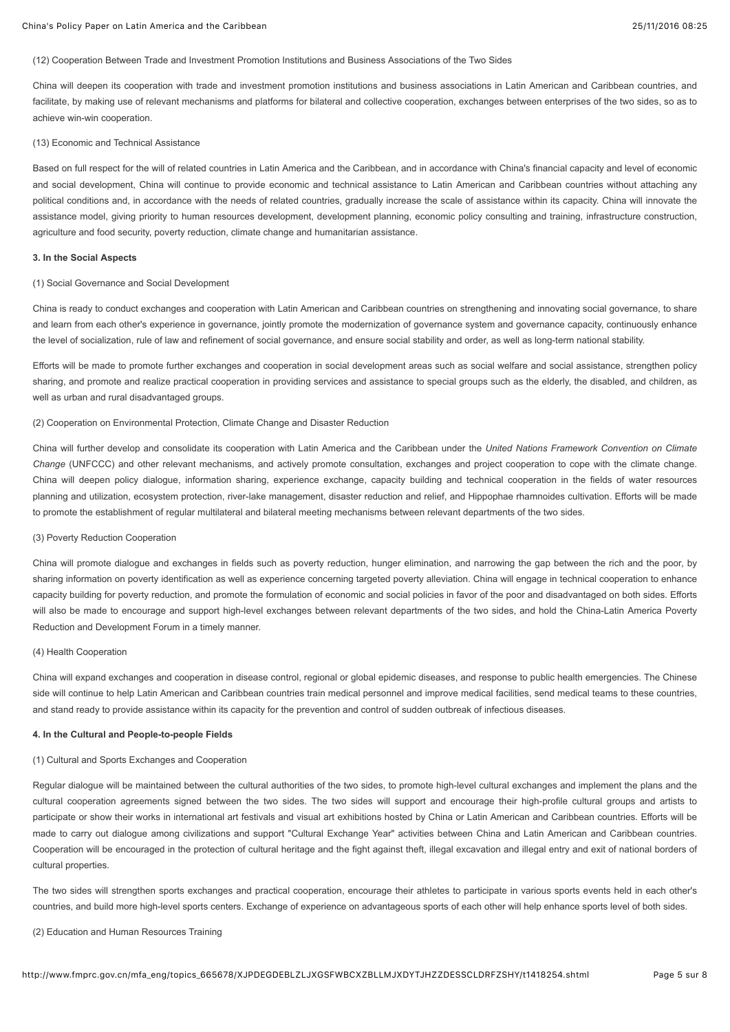(12) Cooperation Between Trade and Investment Promotion Institutions and Business Associations of the Two Sides

China will deepen its cooperation with trade and investment promotion institutions and business associations in Latin American and Caribbean countries, and facilitate, by making use of relevant mechanisms and platforms for bilateral and collective cooperation, exchanges between enterprises of the two sides, so as to achieve win-win cooperation.

(13) Economic and Technical Assistance

Based on full respect for the will of related countries in Latin America and the Caribbean, and in accordance with China's financial capacity and level of economic and social development, China will continue to provide economic and technical assistance to Latin American and Caribbean countries without attaching any political conditions and, in accordance with the needs of related countries, gradually increase the scale of assistance within its capacity. China will innovate the assistance model, giving priority to human resources development, development planning, economic policy consulting and training, infrastructure construction, agriculture and food security, poverty reduction, climate change and humanitarian assistance.

**3. In the Social Aspects**

(1) Social Governance and Social Development

China is ready to conduct exchanges and cooperation with Latin American and Caribbean countries on strengthening and innovating social governance, to share and learn from each other's experience in governance, jointly promote the modernization of governance system and governance capacity, continuously enhance the level of socialization, rule of law and refinement of social governance, and ensure social stability and order, as well as long-term national stability.

Efforts will be made to promote further exchanges and cooperation in social development areas such as social welfare and social assistance, strengthen policy sharing, and promote and realize practical cooperation in providing services and assistance to special groups such as the elderly, the disabled, and children, as well as urban and rural disadvantaged groups.

(2) Cooperation on Environmental Protection, Climate Change and Disaster Reduction

China will further develop and consolidate its cooperation with Latin America and the Caribbean under the *United Nations Framework Convention on Climate Change* (UNFCCC) and other relevant mechanisms, and actively promote consultation, exchanges and project cooperation to cope with the climate change. China will deepen policy dialogue, information sharing, experience exchange, capacity building and technical cooperation in the fields of water resources planning and utilization, ecosystem protection, river-lake management, disaster reduction and relief, and Hippophae rhamnoides cultivation. Efforts will be made to promote the establishment of regular multilateral and bilateral meeting mechanisms between relevant departments of the two sides.

(3) Poverty Reduction Cooperation

China will promote dialogue and exchanges in fields such as poverty reduction, hunger elimination, and narrowing the gap between the rich and the poor, by sharing information on poverty identification as well as experience concerning targeted poverty alleviation. China will engage in technical cooperation to enhance capacity building for poverty reduction, and promote the formulation of economic and social policies in favor of the poor and disadvantaged on both sides. Efforts will also be made to encourage and support high-level exchanges between relevant departments of the two sides, and hold the China-Latin America Poverty Reduction and Development Forum in a timely manner.

(4) Health Cooperation

China will expand exchanges and cooperation in disease control, regional or global epidemic diseases, and response to public health emergencies. The Chinese side will continue to help Latin American and Caribbean countries train medical personnel and improve medical facilities, send medical teams to these countries, and stand ready to provide assistance within its capacity for the prevention and control of sudden outbreak of infectious diseases.

**4. In the Cultural and People-to-people Fields**

(1) Cultural and Sports Exchanges and Cooperation

Regular dialogue will be maintained between the cultural authorities of the two sides, to promote high-level cultural exchanges and implement the plans and the cultural cooperation agreements signed between the two sides. The two sides will support and encourage their high-profile cultural groups and artists to participate or show their works in international art festivals and visual art exhibitions hosted by China or Latin American and Caribbean countries. Efforts will be made to carry out dialogue among civilizations and support "Cultural Exchange Year" activities between China and Latin American and Caribbean countries. Cooperation will be encouraged in the protection of cultural heritage and the fight against theft, illegal excavation and illegal entry and exit of national borders of cultural properties.

The two sides will strengthen sports exchanges and practical cooperation, encourage their athletes to participate in various sports events held in each other's countries, and build more high-level sports centers. Exchange of experience on advantageous sports of each other will help enhance sports level of both sides.

(2) Education and Human Resources Training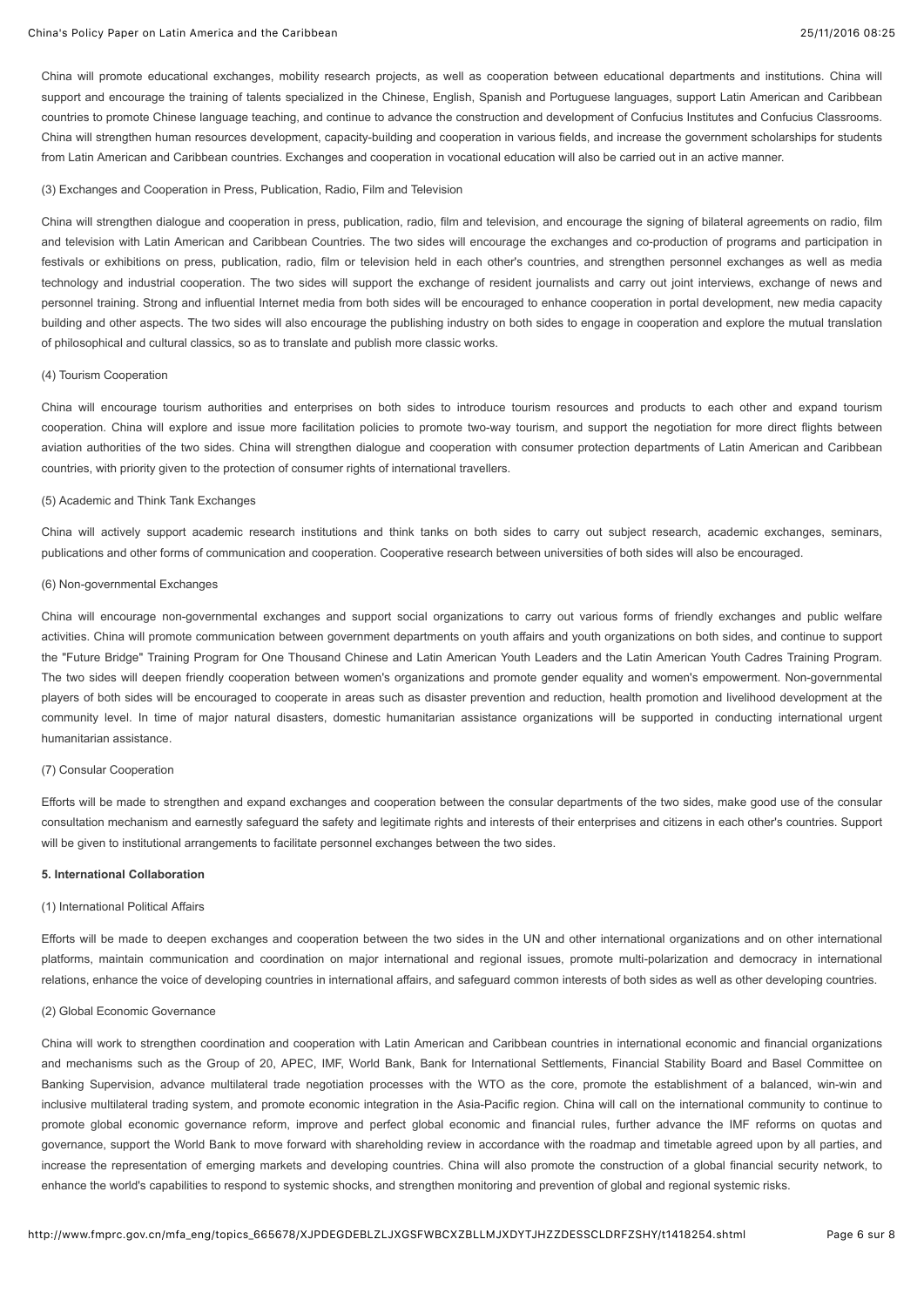China will promote educational exchanges, mobility research projects, as well as cooperation between educational departments and institutions. China will support and encourage the training of talents specialized in the Chinese, English, Spanish and Portuguese languages, support Latin American and Caribbean countries to promote Chinese language teaching, and continue to advance the construction and development of Confucius Institutes and Confucius Classrooms. China will strengthen human resources development, capacity-building and cooperation in various fields, and increase the government scholarships for students from Latin American and Caribbean countries. Exchanges and cooperation in vocational education will also be carried out in an active manner.

(3) Exchanges and Cooperation in Press, Publication, Radio, Film and Television

China will strengthen dialogue and cooperation in press, publication, radio, film and television, and encourage the signing of bilateral agreements on radio, film and television with Latin American and Caribbean Countries. The two sides will encourage the exchanges and co-production of programs and participation in festivals or exhibitions on press, publication, radio, film or television held in each other's countries, and strengthen personnel exchanges as well as media technology and industrial cooperation. The two sides will support the exchange of resident journalists and carry out joint interviews, exchange of news and personnel training. Strong and influential Internet media from both sides will be encouraged to enhance cooperation in portal development, new media capacity building and other aspects. The two sides will also encourage the publishing industry on both sides to engage in cooperation and explore the mutual translation of philosophical and cultural classics, so as to translate and publish more classic works.

(4) Tourism Cooperation

China will encourage tourism authorities and enterprises on both sides to introduce tourism resources and products to each other and expand tourism cooperation. China will explore and issue more facilitation policies to promote two-way tourism, and support the negotiation for more direct flights between aviation authorities of the two sides. China will strengthen dialogue and cooperation with consumer protection departments of Latin American and Caribbean countries, with priority given to the protection of consumer rights of international travellers.

(5) Academic and Think Tank Exchanges

China will actively support academic research institutions and think tanks on both sides to carry out subject research, academic exchanges, seminars, publications and other forms of communication and cooperation. Cooperative research between universities of both sides will also be encouraged.

(6) Non-governmental Exchanges

China will encourage non-governmental exchanges and support social organizations to carry out various forms of friendly exchanges and public welfare activities. China will promote communication between government departments on youth affairs and youth organizations on both sides, and continue to support the "Future Bridge" Training Program for One Thousand Chinese and Latin American Youth Leaders and the Latin American Youth Cadres Training Program. The two sides will deepen friendly cooperation between women's organizations and promote gender equality and women's empowerment. Non-governmental players of both sides will be encouraged to cooperate in areas such as disaster prevention and reduction, health promotion and livelihood development at the community level. In time of major natural disasters, domestic humanitarian assistance organizations will be supported in conducting international urgent humanitarian assistance.

(7) Consular Cooperation

Efforts will be made to strengthen and expand exchanges and cooperation between the consular departments of the two sides, make good use of the consular consultation mechanism and earnestly safeguard the safety and legitimate rights and interests of their enterprises and citizens in each other's countries. Support will be given to institutional arrangements to facilitate personnel exchanges between the two sides.

**5. International Collaboration**

(1) International Political Affairs

Efforts will be made to deepen exchanges and cooperation between the two sides in the UN and other international organizations and on other international platforms, maintain communication and coordination on major international and regional issues, promote multi-polarization and democracy in international relations, enhance the voice of developing countries in international affairs, and safeguard common interests of both sides as well as other developing countries.

(2) Global Economic Governance

China will work to strengthen coordination and cooperation with Latin American and Caribbean countries in international economic and financial organizations and mechanisms such as the Group of 20, APEC, IMF, World Bank, Bank for International Settlements, Financial Stability Board and Basel Committee on Banking Supervision, advance multilateral trade negotiation processes with the WTO as the core, promote the establishment of a balanced, win-win and inclusive multilateral trading system, and promote economic integration in the Asia-Pacific region. China will call on the international community to continue to promote global economic governance reform, improve and perfect global economic and financial rules, further advance the IMF reforms on quotas and governance, support the World Bank to move forward with shareholding review in accordance with the roadmap and timetable agreed upon by all parties, and increase the representation of emerging markets and developing countries. China will also promote the construction of a global financial security network, to enhance the world's capabilities to respond to systemic shocks, and strengthen monitoring and prevention of global and regional systemic risks.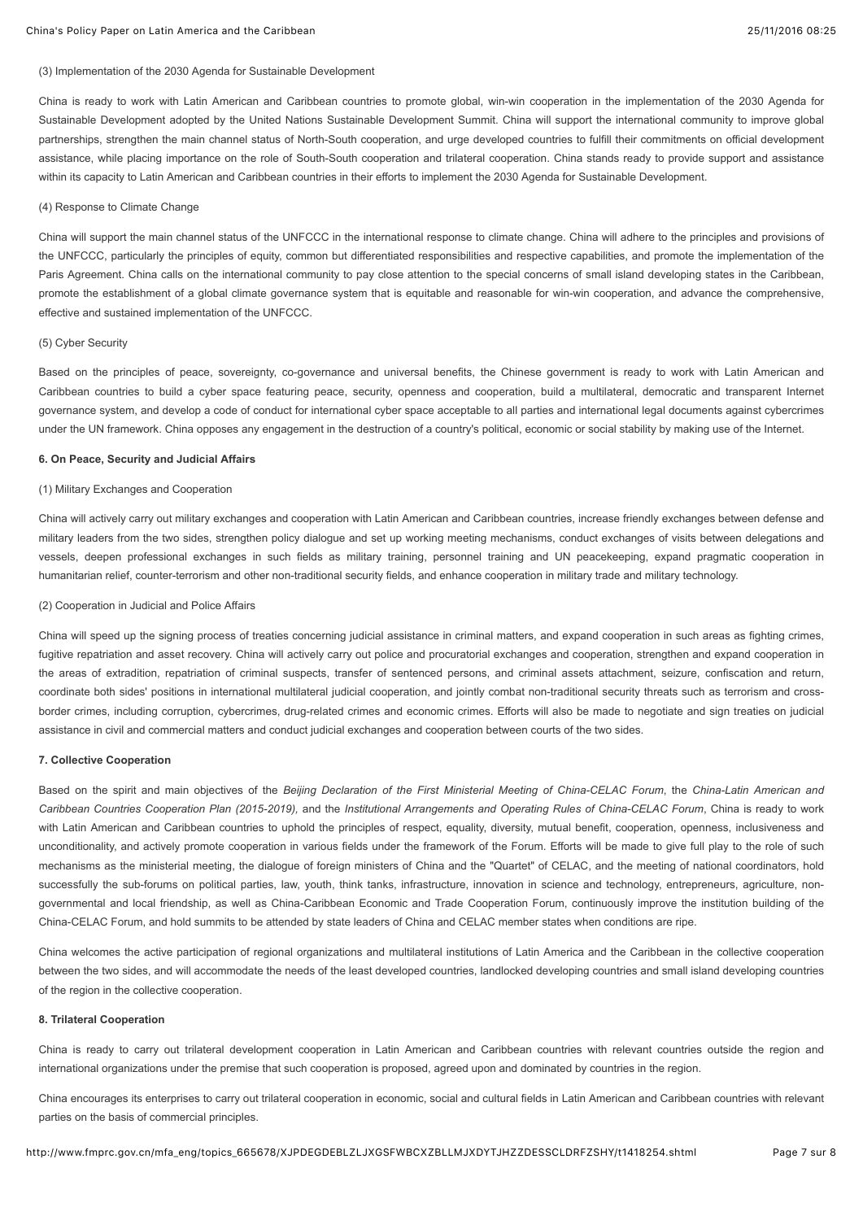(3) Implementation of the 2030 Agenda for Sustainable Development

China is ready to work with Latin American and Caribbean countries to promote global, win-win cooperation in the implementation of the 2030 Agenda for Sustainable Development adopted by the United Nations Sustainable Development Summit. China will support the international community to improve global partnerships, strengthen the main channel status of North-South cooperation, and urge developed countries to fulfill their commitments on official development assistance, while placing importance on the role of South-South cooperation and trilateral cooperation. China stands ready to provide support and assistance within its capacity to Latin American and Caribbean countries in their efforts to implement the 2030 Agenda for Sustainable Development.

(4) Response to Climate Change

China will support the main channel status of the UNFCCC in the international response to climate change. China will adhere to the principles and provisions of the UNFCCC, particularly the principles of equity, common but differentiated responsibilities and respective capabilities, and promote the implementation of the Paris Agreement. China calls on the international community to pay close attention to the special concerns of small island developing states in the Caribbean, promote the establishment of a global climate governance system that is equitable and reasonable for win-win cooperation, and advance the comprehensive, effective and sustained implementation of the UNFCCC.

(5) Cyber Security

Based on the principles of peace, sovereignty, co-governance and universal benefits, the Chinese government is ready to work with Latin American and Caribbean countries to build a cyber space featuring peace, security, openness and cooperation, build a multilateral, democratic and transparent Internet governance system, and develop a code of conduct for international cyber space acceptable to all parties and international legal documents against cybercrimes under the UN framework. China opposes any engagement in the destruction of a country's political, economic or social stability by making use of the Internet.

**6. On Peace, Security and Judicial Affairs**

(1) Military Exchanges and Cooperation

China will actively carry out military exchanges and cooperation with Latin American and Caribbean countries, increase friendly exchanges between defense and military leaders from the two sides, strengthen policy dialogue and set up working meeting mechanisms, conduct exchanges of visits between delegations and vessels, deepen professional exchanges in such fields as military training, personnel training and UN peacekeeping, expand pragmatic cooperation in humanitarian relief, counter-terrorism and other non-traditional security fields, and enhance cooperation in military trade and military technology.

(2) Cooperation in Judicial and Police Affairs

China will speed up the signing process of treaties concerning judicial assistance in criminal matters, and expand cooperation in such areas as fighting crimes, fugitive repatriation and asset recovery. China will actively carry out police and procuratorial exchanges and cooperation, strengthen and expand cooperation in the areas of extradition, repatriation of criminal suspects, transfer of sentenced persons, and criminal assets attachment, seizure, confiscation and return, coordinate both sides' positions in international multilateral judicial cooperation, and jointly combat non-traditional security threats such as terrorism and cross-border crimes, including corruption, cybercrimes, drug-related crimes and economic crimes. Efforts will also be made to negotiate and sign treaties on judicial assistance in civil and commercial matters and conduct judicial exchanges and cooperation between courts of the two sides.

**7. Collective Cooperation**

Based on the spirit and main objectives of the *Beijing Declaration of the First Ministerial Meeting of China-CELAC Forum*, the *China-Latin American and Caribbean Countries Cooperation Plan (2015-2019),* and the *Institutional Arrangements and Operating Rules of China-CELAC Forum*, China is ready to work with Latin American and Caribbean countries to uphold the principles of respect, equality, diversity, mutual benefit, cooperation, openness, inclusiveness and unconditionality, and actively promote cooperation in various fields under the framework of the Forum. Efforts will be made to give full play to the role of such mechanisms as the ministerial meeting, the dialogue of foreign ministers of China and the "Quartet" of CELAC, and the meeting of national coordinators, hold successfully the sub-forums on political parties, law, youth, think tanks, infrastructure, innovation in science and technology, entrepreneurs, agriculture, non-governmental and local friendship, as well as China-Caribbean Economic and Trade Cooperation Forum, continuously improve the institution building of the China-CELAC Forum, and hold summits to be attended by state leaders of China and CELAC member states when conditions are ripe.

China welcomes the active participation of regional organizations and multilateral institutions of Latin America and the Caribbean in the collective cooperation between the two sides, and will accommodate the needs of the least developed countries, landlocked developing countries and small island developing countries of the region in the collective cooperation.

**8. Trilateral Cooperation**

China is ready to carry out trilateral development cooperation in Latin American and Caribbean countries with relevant countries outside the region and international organizations under the premise that such cooperation is proposed, agreed upon and dominated by countries in the region.

China encourages its enterprises to carry out trilateral cooperation in economic, social and cultural fields in Latin American and Caribbean countries with relevant parties on the basis of commercial principles.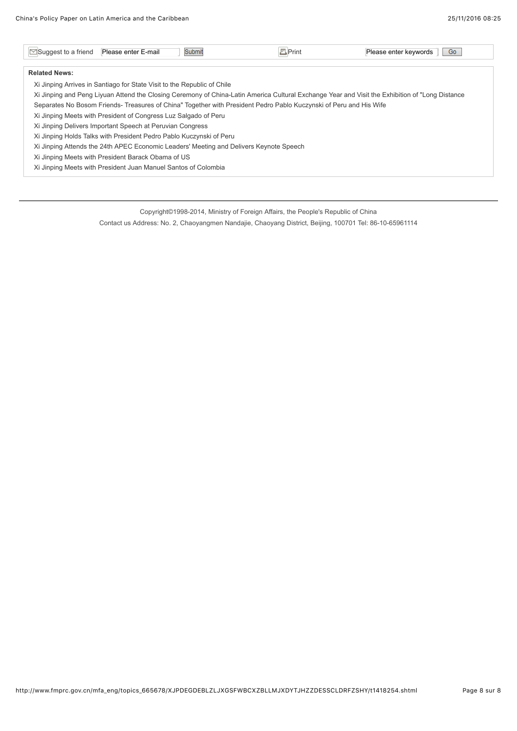Suggest to a friend Please enter E-mail Submit Print Please enter keywords Go

**Related News:**

Xi Jinping Arrives in Santiago for State Visit to the Republic of Chile

Xi Jinping and Peng Liyuan Attend the Closing Ceremony of China-Latin America Cultural Exchange Year and Visit the Exhibition of "Long Distance Separates No Bosom Friends- Treasures of China" Together with President Pedro Pablo Kuczynski of Peru and His Wife

Xi Jinping Meets with President of Congress Luz Salgado of Peru

Xi Jinping Delivers Important Speech at Peruvian Congress

Xi Jinping Holds Talks with President Pedro Pablo Kuczynski of Peru

Xi Jinping Attends the 24th APEC Economic Leaders' Meeting and Delivers Keynote Speech

Xi Jinping Meets with President Barack Obama of US

Xi Jinping Meets with President Juan Manuel Santos of Colombia

---

Copyright©1998-2014, Ministry of Foreign Affairs, the People's Republic of China

Contact us Address: No. 2, Chaoyangmen Nandajie, Chaoyang District, Beijing, 100701 Tel: 86-10-65961114